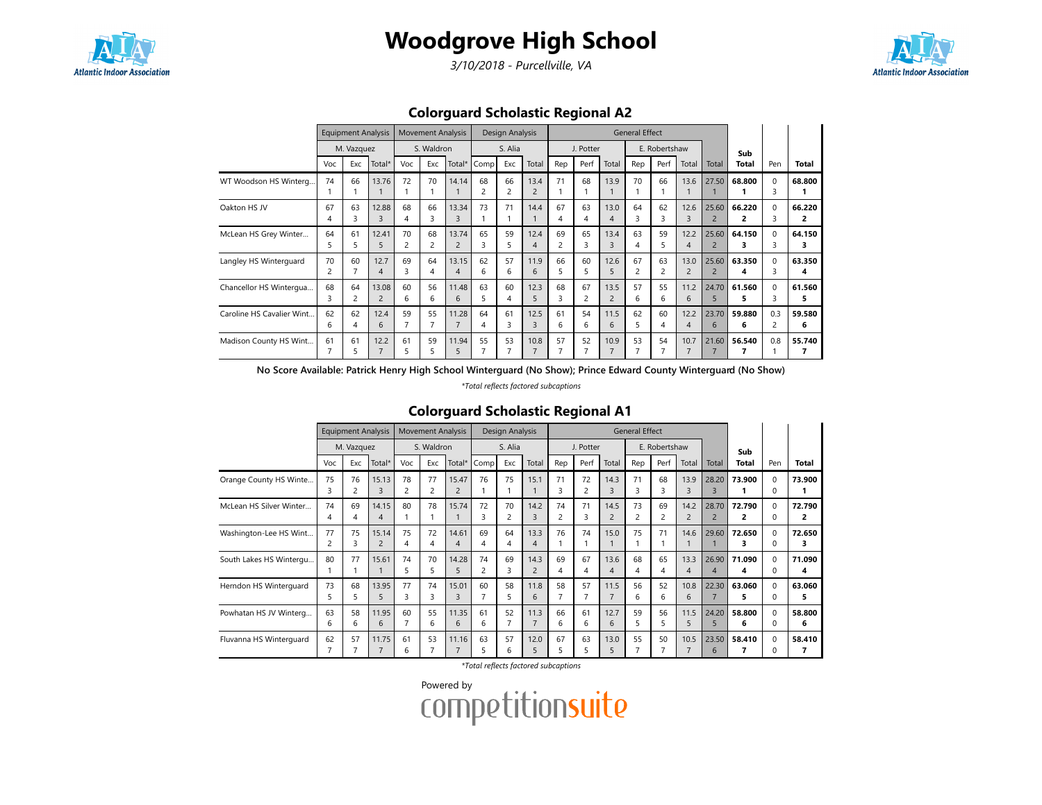# Woodgrove High School

*3/10/2018 - Purcellville, VA*

## Colorguard Scholastic Regional A2

| | Equipment Analysis | | | Movement Analysis | | | Design Analysis | | | General Effect | | | | | | | Sub | Pen | Total |
|---|---|---|---|---|---|---|---|---|---|---|---|---|---|---|---|---|---|---|---|
| | M. Vazquez | | | S. Waldron | | | S. Alia | | | J. Potter | | | E. Robertshaw | | | | | | |
| | Voc | Exc | Total* | Voc | Exc | Total* | Comp | Exc | Total | Rep | Perf | Total | Rep | Perf | Total | Total | Total | Pen | Total |
| WT Woodson HS Winterg... | 74<br>1 | 66<br>1 | 13.76<br>1 | 72<br>1 | 70<br>1 | 14.14<br>1 | 68<br>2 | 66<br>2 | 13.4<br>2 | 71<br>1 | 68<br>1 | 13.9<br>1 | 70<br>1 | 66<br>1 | 13.6<br>1 | 27.50<br>1 | **68.800**<br>**1** | 0<br>3 | **68.800**<br>**1** |
| Oakton HS JV | 67<br>4 | 63<br>3 | 12.88<br>3 | 68<br>4 | 66<br>3 | 13.34<br>3 | 73<br>1 | 71<br>1 | 14.4<br>1 | 67<br>4 | 63<br>4 | 13.0<br>4 | 64<br>3 | 62<br>3 | 12.6<br>3 | 25.60<br>2 | **66.220**<br>**2** | 0<br>3 | **66.220**<br>**2** |
| McLean HS Grey Winter... | 64<br>5 | 61<br>5 | 12.41<br>5 | 70<br>2 | 68<br>2 | 13.74<br>2 | 65<br>3 | 59<br>5 | 12.4<br>4 | 69<br>2 | 65<br>3 | 13.4<br>3 | 63<br>4 | 59<br>5 | 12.2<br>4 | 25.60<br>2 | **64.150**<br>**3** | 0<br>3 | **64.150**<br>**3** |
| Langley HS Winterguard | 70<br>2 | 60<br>7 | 12.7<br>4 | 69<br>3 | 64<br>4 | 13.15<br>4 | 62<br>6 | 57<br>6 | 11.9<br>6 | 66<br>5 | 60<br>5 | 12.6<br>5 | 67<br>2 | 63<br>2 | 13.0<br>2 | 25.60<br>2 | **63.350**<br>**4** | 0<br>3 | **63.350**<br>**4** |
| Chancellor HS Wintergua... | 68<br>3 | 64<br>2 | 13.08<br>2 | 60<br>6 | 56<br>6 | 11.48<br>6 | 63<br>5 | 60<br>4 | 12.3<br>5 | 68<br>3 | 67<br>2 | 13.5<br>2 | 57<br>6 | 55<br>6 | 11.2<br>6 | 24.70<br>5 | **61.560**<br>**5** | 0<br>3 | **61.560**<br>**5** |
| Caroline HS Cavalier Wint... | 62<br>6 | 62<br>4 | 12.4<br>6 | 59<br>7 | 55<br>7 | 11.28<br>7 | 64<br>4 | 61<br>3 | 12.5<br>3 | 61<br>6 | 54<br>6 | 11.5<br>6 | 62<br>5 | 60<br>4 | 12.2<br>4 | 23.70<br>6 | **59.880**<br>**6** | 0.3<br>2 | **59.580**<br>**6** |
| Madison County HS Wint... | 61<br>7 | 61<br>5 | 12.2<br>7 | 61<br>5 | 59<br>5 | 11.94<br>5 | 55<br>7 | 53<br>7 | 10.8<br>7 | 57<br>7 | 52<br>7 | 10.9<br>7 | 53<br>7 | 54<br>7 | 10.7<br>7 | 21.60<br>7 | **56.540**<br>**7** | 0.8<br>1 | **55.740**<br>**7** |

**No Score Available: Patrick Henry High School Winterguard (No Show); Prince Edward County Winterguard (No Show)**

*\*Total reflects factored subcaptions*

## Colorguard Scholastic Regional A1

| | Equipment Analysis | | | Movement Analysis | | | Design Analysis | | | General Effect | | | | | | | Sub | Pen | Total |
|---|---|---|---|---|---|---|---|---|---|---|---|---|---|---|---|---|---|---|---|
| | M. Vazquez | | | S. Waldron | | | S. Alia | | | J. Potter | | | E. Robertshaw | | | | | | |
| | Voc | Exc | Total* | Voc | Exc | Total* | Comp | Exc | Total | Rep | Perf | Total | Rep | Perf | Total | Total | Total | Pen | Total |
| Orange County HS Winte... | 75<br>3 | 76<br>2 | 15.13<br>3 | 78<br>2 | 77<br>2 | 15.47<br>2 | 76<br>1 | 75<br>1 | 15.1<br>1 | 71<br>3 | 72<br>2 | 14.3<br>3 | 71<br>3 | 68<br>3 | 13.9<br>3 | 28.20<br>3 | **73.900**<br>**1** | 0<br>0 | **73.900**<br>**1** |
| McLean HS Silver Winter... | 74<br>4 | 69<br>4 | 14.15<br>4 | 80<br>1 | 78<br>1 | 15.74<br>1 | 72<br>3 | 70<br>2 | 14.2<br>3 | 74<br>2 | 71<br>3 | 14.5<br>2 | 73<br>2 | 69<br>2 | 14.2<br>2 | 28.70<br>2 | **72.790**<br>**2** | 0<br>0 | **72.790**<br>**2** |
| Washington-Lee HS Wint... | 77<br>2 | 75<br>3 | 15.14<br>2 | 75<br>4 | 72<br>4 | 14.61<br>4 | 69<br>4 | 64<br>4 | 13.3<br>4 | 76<br>1 | 74<br>1 | 15.0<br>1 | 75<br>1 | 71<br>1 | 14.6<br>1 | 29.60<br>1 | **72.650**<br>**3** | 0<br>0 | **72.650**<br>**3** |
| South Lakes HS Wintergu... | 80<br>1 | 77<br>1 | 15.61<br>1 | 74<br>5 | 70<br>5 | 14.28<br>5 | 74<br>2 | 69<br>3 | 14.3<br>2 | 69<br>4 | 67<br>4 | 13.6<br>4 | 68<br>4 | 65<br>4 | 13.3<br>4 | 26.90<br>4 | **71.090**<br>**4** | 0<br>0 | **71.090**<br>**4** |
| Herndon HS Winterguard | 73<br>5 | 68<br>5 | 13.95<br>5 | 77<br>3 | 74<br>3 | 15.01<br>3 | 60<br>7 | 58<br>5 | 11.8<br>6 | 58<br>7 | 57<br>7 | 11.5<br>7 | 56<br>6 | 52<br>6 | 10.8<br>6 | 22.30<br>7 | **63.060**<br>**5** | 0<br>0 | **63.060**<br>**5** |
| Powhatan HS JV Winterg... | 63<br>6 | 58<br>6 | 11.95<br>6 | 60<br>7 | 55<br>6 | 11.35<br>6 | 61<br>6 | 52<br>7 | 11.3<br>7 | 66<br>6 | 61<br>6 | 12.7<br>6 | 59<br>5 | 56<br>5 | 11.5<br>5 | 24.20<br>5 | **58.800**<br>**6** | 0<br>0 | **58.800**<br>**6** |
| Fluvanna HS Winterguard | 62<br>7 | 57<br>7 | 11.75<br>7 | 61<br>6 | 53<br>7 | 11.16<br>7 | 63<br>5 | 57<br>6 | 12.0<br>5 | 67<br>5 | 63<br>5 | 13.0<br>5 | 55<br>7 | 50<br>7 | 10.5<br>7 | 23.50<br>6 | **58.410**<br>**7** | 0<br>0 | **58.410**<br>**7** |

*\*Total reflects factored subcaptions*

Powered by competitionsuite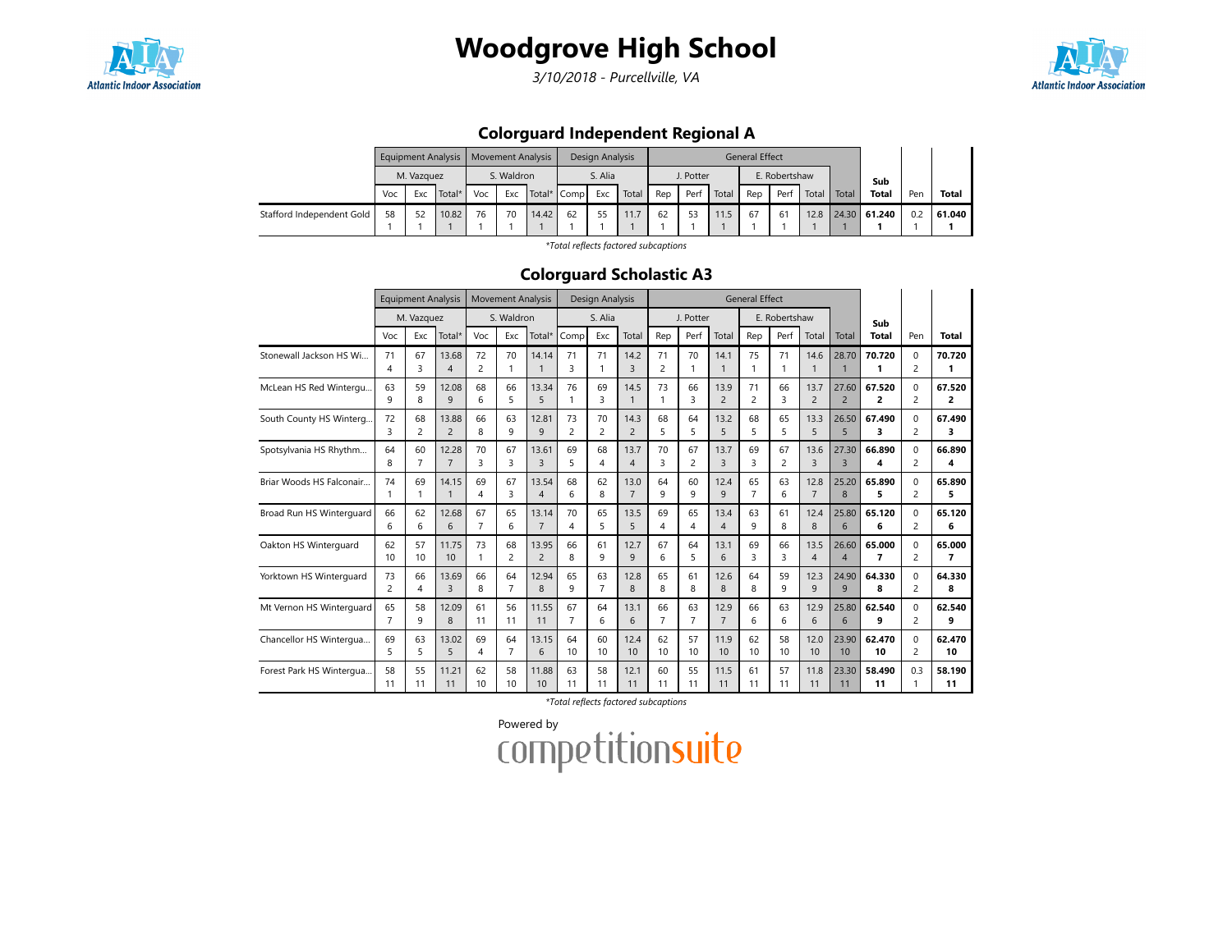# Woodgrove High School

*3/10/2018 - Purcellville, VA*

## Colorguard Independent Regional A

| | Equipment Analysis | | | Movement Analysis | | | Design Analysis | | | General Effect | | | | | | | | | |
|---|---|---|---|---|---|---|---|---|---|---|---|---|---|---|---|---|---|---|---|
| | M. Vazquez | | | S. Waldron | | | S. Alia | | | J. Potter | | | E. Robertshaw | | | | | | |
| | Voc | Exc | Total* | Voc | Exc | Total* | Comp | Exc | Total | Rep | Perf | Total | Rep | Perf | Total | Total | Sub Total | Pen | Total |
| Stafford Independent Gold | 58<br>1 | 52<br>1 | 10.82<br>1 | 76<br>1 | 70<br>1 | 14.42<br>1 | 62<br>1 | 55<br>1 | 11.7<br>1 | 62<br>1 | 53<br>1 | 11.5<br>1 | 67<br>1 | 61<br>1 | 12.8<br>1 | 24.30<br>1 | **61.240**<br>**1** | 0.2<br>1 | **61.040**<br>**1** |

*\*Total reflects factored subcaptions*

## Colorguard Scholastic A3

| | Equipment Analysis | | | Movement Analysis | | | Design Analysis | | | General Effect | | | | | | | | | |
|---|---|---|---|---|---|---|---|---|---|---|---|---|---|---|---|---|---|---|---|
| | M. Vazquez | | | S. Waldron | | | S. Alia | | | J. Potter | | | E. Robertshaw | | | | | | |
| | Voc | Exc | Total* | Voc | Exc | Total* | Comp | Exc | Total | Rep | Perf | Total | Rep | Perf | Total | Total | Sub Total | Pen | Total |
| Stonewall Jackson HS Wi... | 71<br>4 | 67<br>3 | 13.68<br>4 | 72<br>2 | 70<br>1 | 14.14<br>1 | 71<br>3 | 71<br>1 | 14.2<br>3 | 71<br>2 | 70<br>1 | 14.1<br>1 | 75<br>1 | 71<br>1 | 14.6<br>1 | 28.70<br>1 | **70.720**<br>**1** | 0<br>2 | **70.720**<br>**1** |
| McLean HS Red Wintergu... | 63<br>9 | 59<br>8 | 12.08<br>9 | 68<br>6 | 66<br>5 | 13.34<br>5 | 76<br>1 | 69<br>3 | 14.5<br>1 | 73<br>1 | 66<br>3 | 13.9<br>2 | 71<br>2 | 66<br>3 | 13.7<br>2 | 27.60<br>2 | **67.520**<br>**2** | 0<br>2 | **67.520**<br>**2** |
| South County HS Winterg... | 72<br>3 | 68<br>2 | 13.88<br>2 | 66<br>8 | 63<br>9 | 12.81<br>9 | 73<br>2 | 70<br>2 | 14.3<br>2 | 68<br>5 | 64<br>5 | 13.2<br>5 | 68<br>5 | 65<br>5 | 13.3<br>5 | 26.50<br>5 | **67.490**<br>**3** | 0<br>2 | **67.490**<br>**3** |
| Spotsylvania HS Rhythm... | 64<br>8 | 60<br>7 | 12.28<br>7 | 70<br>3 | 67<br>3 | 13.61<br>3 | 69<br>5 | 68<br>4 | 13.7<br>4 | 70<br>3 | 67<br>2 | 13.7<br>3 | 69<br>3 | 67<br>2 | 13.6<br>3 | 27.30<br>3 | **66.890**<br>**4** | 0<br>2 | **66.890**<br>**4** |
| Briar Woods HS Falconair... | 74<br>1 | 69<br>1 | 14.15<br>1 | 69<br>4 | 67<br>3 | 13.54<br>4 | 68<br>6 | 62<br>8 | 13.0<br>7 | 64<br>9 | 60<br>9 | 12.4<br>9 | 65<br>7 | 63<br>6 | 12.8<br>7 | 25.20<br>8 | **65.890**<br>**5** | 0<br>2 | **65.890**<br>**5** |
| Broad Run HS Winterguard | 66<br>6 | 62<br>6 | 12.68<br>6 | 67<br>7 | 65<br>6 | 13.14<br>7 | 70<br>4 | 65<br>5 | 13.5<br>5 | 69<br>4 | 65<br>4 | 13.4<br>4 | 63<br>9 | 61<br>8 | 12.4<br>8 | 25.80<br>6 | **65.120**<br>**6** | 0<br>2 | **65.120**<br>**6** |
| Oakton HS Winterguard | 62<br>10 | 57<br>10 | 11.75<br>10 | 73<br>1 | 68<br>2 | 13.95<br>2 | 66<br>8 | 61<br>9 | 12.7<br>9 | 67<br>6 | 64<br>5 | 13.1<br>6 | 69<br>3 | 66<br>3 | 13.5<br>4 | 26.60<br>4 | **65.000**<br>**7** | 0<br>2 | **65.000**<br>**7** |
| Yorktown HS Winterguard | 73<br>2 | 66<br>4 | 13.69<br>3 | 66<br>8 | 64<br>7 | 12.94<br>8 | 65<br>9 | 63<br>7 | 12.8<br>8 | 65<br>8 | 61<br>8 | 12.6<br>8 | 64<br>8 | 59<br>9 | 12.3<br>9 | 24.90<br>9 | **64.330**<br>**8** | 0<br>2 | **64.330**<br>**8** |
| Mt Vernon HS Winterguard | 65<br>7 | 58<br>9 | 12.09<br>8 | 61<br>11 | 56<br>11 | 11.55<br>11 | 67<br>7 | 64<br>6 | 13.1<br>6 | 66<br>7 | 63<br>7 | 12.9<br>7 | 66<br>6 | 63<br>6 | 12.9<br>6 | 25.80<br>6 | **62.540**<br>**9** | 0<br>2 | **62.540**<br>**9** |
| Chancellor HS Wintergua... | 69<br>5 | 63<br>5 | 13.02<br>5 | 69<br>4 | 64<br>7 | 13.15<br>6 | 64<br>10 | 60<br>10 | 12.4<br>10 | 62<br>10 | 57<br>10 | 11.9<br>10 | 62<br>10 | 58<br>10 | 12.0<br>10 | 23.90<br>10 | **62.470**<br>**10** | 0<br>2 | **62.470**<br>**10** |
| Forest Park HS Wintergua... | 58<br>11 | 55<br>11 | 11.21<br>11 | 62<br>10 | 58<br>10 | 11.88<br>10 | 63<br>11 | 58<br>11 | 12.1<br>11 | 60<br>11 | 55<br>11 | 11.5<br>11 | 61<br>11 | 57<br>11 | 11.8<br>11 | 23.30<br>11 | **58.490**<br>**11** | 0.3<br>1 | **58.190**<br>**11** |

*\*Total reflects factored subcaptions*

Powered by competitionsuite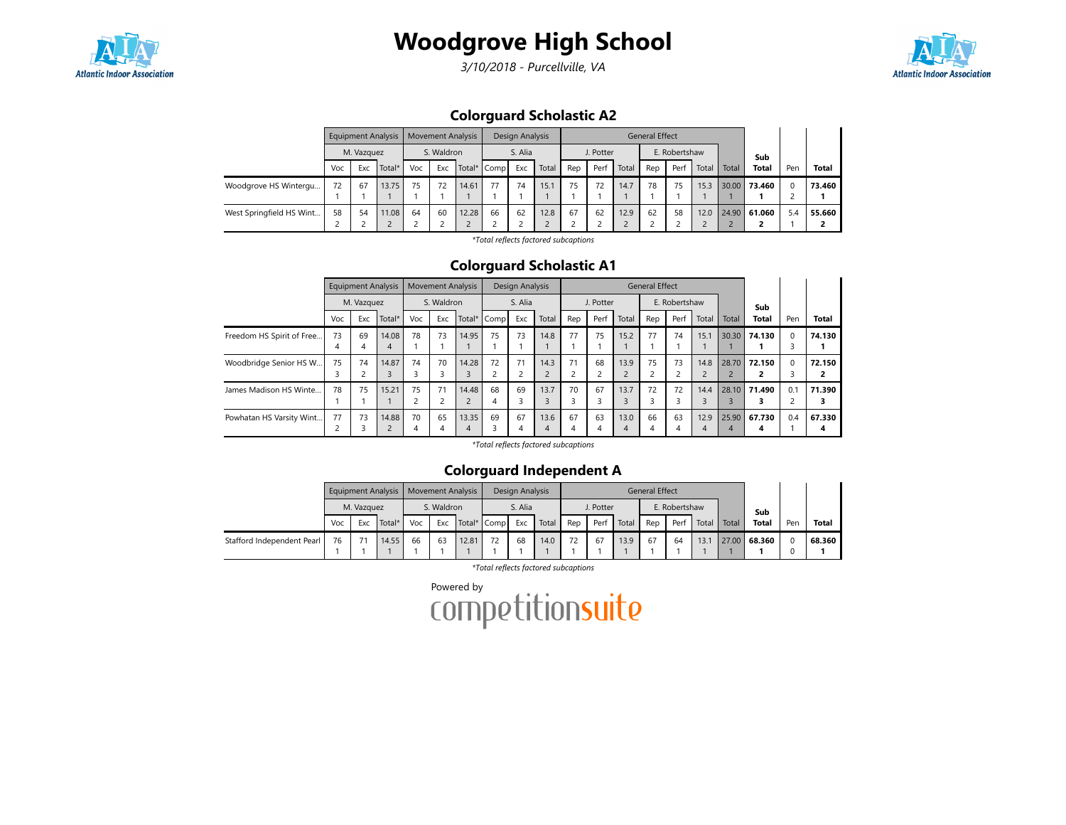# Woodgrove High School

*3/10/2018 - Purcellville, VA*

## Colorguard Scholastic A2

| | Equipment Analysis | | | Movement Analysis | | | Design Analysis | | | General Effect | | | | | | | | | |
|---|---|---|---|---|---|---|---|---|---|---|---|---|---|---|---|---|---|---|---|
| | M. Vazquez | | | S. Waldron | | | S. Alia | | | J. Potter | | | E. Robertshaw | | | | | | |
| | Voc | Exc | Total* | Voc | Exc | Total* | Comp | Exc | Total | Rep | Perf | Total | Rep | Perf | Total | Total | Sub Total | Pen | Total |
| Woodgrove HS Wintergu... | 72<br>1 | 67<br>1 | 13.75<br>1 | 75<br>1 | 72<br>1 | 14.61<br>1 | 77<br>1 | 74<br>1 | 15.1<br>1 | 75<br>1 | 72<br>1 | 14.7<br>1 | 78<br>1 | 75<br>1 | 15.3<br>1 | 30.00<br>1 | **73.460**<br>**1** | 0<br>2 | **73.460**<br>**1** |
| West Springfield HS Wint... | 58<br>2 | 54<br>2 | 11.08<br>2 | 64<br>2 | 60<br>2 | 12.28<br>2 | 66<br>2 | 62<br>2 | 12.8<br>2 | 67<br>2 | 62<br>2 | 12.9<br>2 | 62<br>2 | 58<br>2 | 12.0<br>2 | 24.90<br>2 | **61.060**<br>**2** | 5.4<br>1 | **55.660**<br>**2** |

*\*Total reflects factored subcaptions*

## Colorguard Scholastic A1

| | Equipment Analysis | | | Movement Analysis | | | Design Analysis | | | General Effect | | | | | | | | | |
|---|---|---|---|---|---|---|---|---|---|---|---|---|---|---|---|---|---|---|---|
| | M. Vazquez | | | S. Waldron | | | S. Alia | | | J. Potter | | | E. Robertshaw | | | | | | |
| | Voc | Exc | Total* | Voc | Exc | Total* | Comp | Exc | Total | Rep | Perf | Total | Rep | Perf | Total | Total | Sub Total | Pen | Total |
| Freedom HS Spirit of Free... | 73<br>4 | 69<br>4 | 14.08<br>4 | 78<br>1 | 73<br>1 | 14.95<br>1 | 75<br>1 | 73<br>1 | 14.8<br>1 | 77<br>1 | 75<br>1 | 15.2<br>1 | 77<br>1 | 74<br>1 | 15.1<br>1 | 30.30<br>1 | **74.130**<br>**1** | 0<br>3 | **74.130**<br>**1** |
| Woodbridge Senior HS W... | 75<br>3 | 74<br>2 | 14.87<br>3 | 74<br>3 | 70<br>3 | 14.28<br>3 | 72<br>2 | 71<br>2 | 14.3<br>2 | 71<br>2 | 68<br>2 | 13.9<br>2 | 75<br>2 | 73<br>2 | 14.8<br>2 | 28.70<br>2 | **72.150**<br>**2** | 0<br>3 | **72.150**<br>**2** |
| James Madison HS Winte... | 78<br>1 | 75<br>1 | 15.21<br>1 | 75<br>2 | 71<br>2 | 14.48<br>2 | 68<br>4 | 69<br>3 | 13.7<br>3 | 70<br>3 | 67<br>3 | 13.7<br>3 | 72<br>3 | 72<br>3 | 14.4<br>3 | 28.10<br>3 | **71.490**<br>**3** | 0.1<br>2 | **71.390**<br>**3** |
| Powhatan HS Varsity Wint... | 77<br>2 | 73<br>3 | 14.88<br>2 | 70<br>4 | 65<br>4 | 13.35<br>4 | 69<br>3 | 67<br>4 | 13.6<br>4 | 67<br>4 | 63<br>4 | 13.0<br>4 | 66<br>4 | 63<br>4 | 12.9<br>4 | 25.90<br>4 | **67.730**<br>**4** | 0.4<br>1 | **67.330**<br>**4** |

*\*Total reflects factored subcaptions*

## Colorguard Independent A

| | Equipment Analysis | | | Movement Analysis | | | Design Analysis | | | General Effect | | | | | | | | | |
|---|---|---|---|---|---|---|---|---|---|---|---|---|---|---|---|---|---|---|---|
| | M. Vazquez | | | S. Waldron | | | S. Alia | | | J. Potter | | | E. Robertshaw | | | | | | |
| | Voc | Exc | Total* | Voc | Exc | Total* | Comp | Exc | Total | Rep | Perf | Total | Rep | Perf | Total | Total | Sub Total | Pen | Total |
| Stafford Independent Pearl | 76<br>1 | 71<br>1 | 14.55<br>1 | 66<br>1 | 63<br>1 | 12.81<br>1 | 72<br>1 | 68<br>1 | 14.0<br>1 | 72<br>1 | 67<br>1 | 13.9<br>1 | 67<br>1 | 64<br>1 | 13.1<br>1 | 27.00<br>1 | **68.360**<br>**1** | 0<br>0 | **68.360**<br>**1** |

*\*Total reflects factored subcaptions*

Powered by competitionsuite